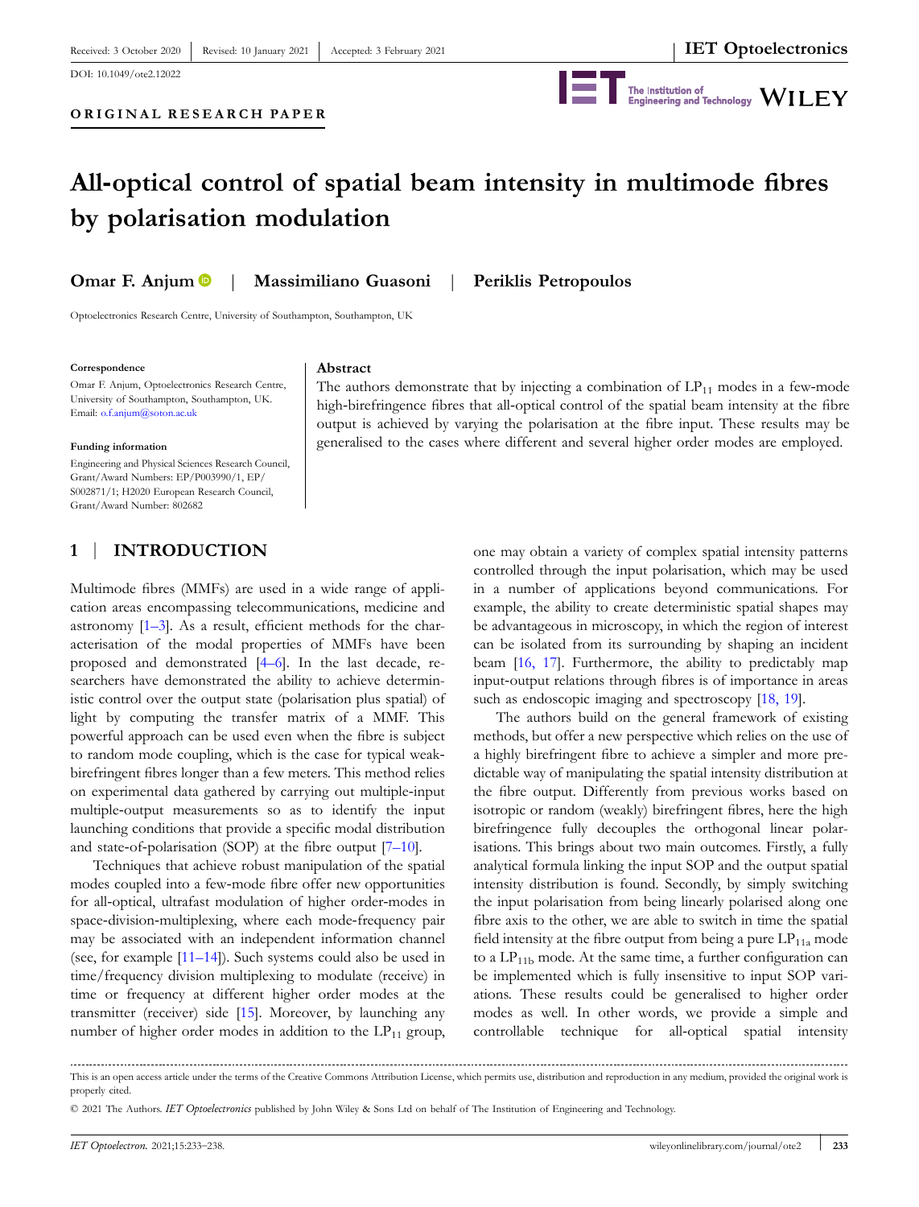Received: 3 October 2020 | Revised: 10 January 2021 | Accepted: 3 February 2021

DOI: 10.1049/ote2.12022

**ORIGINAL RESEARCH PAPER**

# All-optical control of spatial beam intensity in multimode fibres by polarisation modulation

**Omar F. Anjum** | **Massimiliano Guasoni** | **Periklis Petropoulos**

Optoelectronics Research Centre, University of Southampton, Southampton, UK

**Correspondence**

Omar F. Anjum, Optoelectronics Research Centre, University of Southampton, Southampton, UK.
Email: o.f.anjum@soton.ac.uk

**Funding information**

Engineering and Physical Sciences Research Council, Grant/Award Numbers: EP/P003990/1, EP/S002871/1; H2020 European Research Council, Grant/Award Number: 802682

## Abstract

The authors demonstrate that by injecting a combination of $LP_{11}$ modes in a few-mode high-birefringence fibres that all-optical control of the spatial beam intensity at the fibre output is achieved by varying the polarisation at the fibre input. These results may be generalised to the cases where different and several higher order modes are employed.

## 1 | INTRODUCTION

Multimode fibres (MMFs) are used in a wide range of application areas encompassing telecommunications, medicine and astronomy [1–3]. As a result, efficient methods for the characterisation of the modal properties of MMFs have been proposed and demonstrated [4–6]. In the last decade, researchers have demonstrated the ability to achieve deterministic control over the output state (polarisation plus spatial) of light by computing the transfer matrix of a MMF. This powerful approach can be used even when the fibre is subject to random mode coupling, which is the case for typical weak-birefringent fibres longer than a few meters. This method relies on experimental data gathered by carrying out multiple-input multiple-output measurements so as to identify the input launching conditions that provide a specific modal distribution and state-of-polarisation (SOP) at the fibre output [7–10].

Techniques that achieve robust manipulation of the spatial modes coupled into a few-mode fibre offer new opportunities for all-optical, ultrafast modulation of higher order-modes in space-division-multiplexing, where each mode-frequency pair may be associated with an independent information channel (see, for example [11–14]). Such systems could also be used in time/frequency division multiplexing to modulate (receive) in time or frequency at different higher order modes at the transmitter (receiver) side [15]. Moreover, by launching any number of higher order modes in addition to the $LP_{11}$ group, one may obtain a variety of complex spatial intensity patterns controlled through the input polarisation, which may be used in a number of applications beyond communications. For example, the ability to create deterministic spatial shapes may be advantageous in microscopy, in which the region of interest can be isolated from its surrounding by shaping an incident beam [16, 17]. Furthermore, the ability to predictably map input-output relations through fibres is of importance in areas such as endoscopic imaging and spectroscopy [18, 19].

The authors build on the general framework of existing methods, but offer a new perspective which relies on the use of a highly birefringent fibre to achieve a simpler and more predictable way of manipulating the spatial intensity distribution at the fibre output. Differently from previous works based on isotropic or random (weakly) birefringent fibres, here the high birefringence fully decouples the orthogonal linear polarisations. This brings about two main outcomes. Firstly, a fully analytical formula linking the input SOP and the output spatial intensity distribution is found. Secondly, by simply switching the input polarisation from being linearly polarised along one fibre axis to the other, we are able to switch in time the spatial field intensity at the fibre output from being a pure $LP_{11a}$ mode to a $LP_{11b}$ mode. At the same time, a further configuration can be implemented which is fully insensitive to input SOP variations. These results could be generalised to higher order modes as well. In other words, we provide a simple and controllable technique for all-optical spatial intensity

This is an open access article under the terms of the Creative Commons Attribution License, which permits use, distribution and reproduction in any medium, provided the original work is properly cited.

© 2021 The Authors. *IET Optoelectronics* published by John Wiley & Sons Ltd on behalf of The Institution of Engineering and Technology.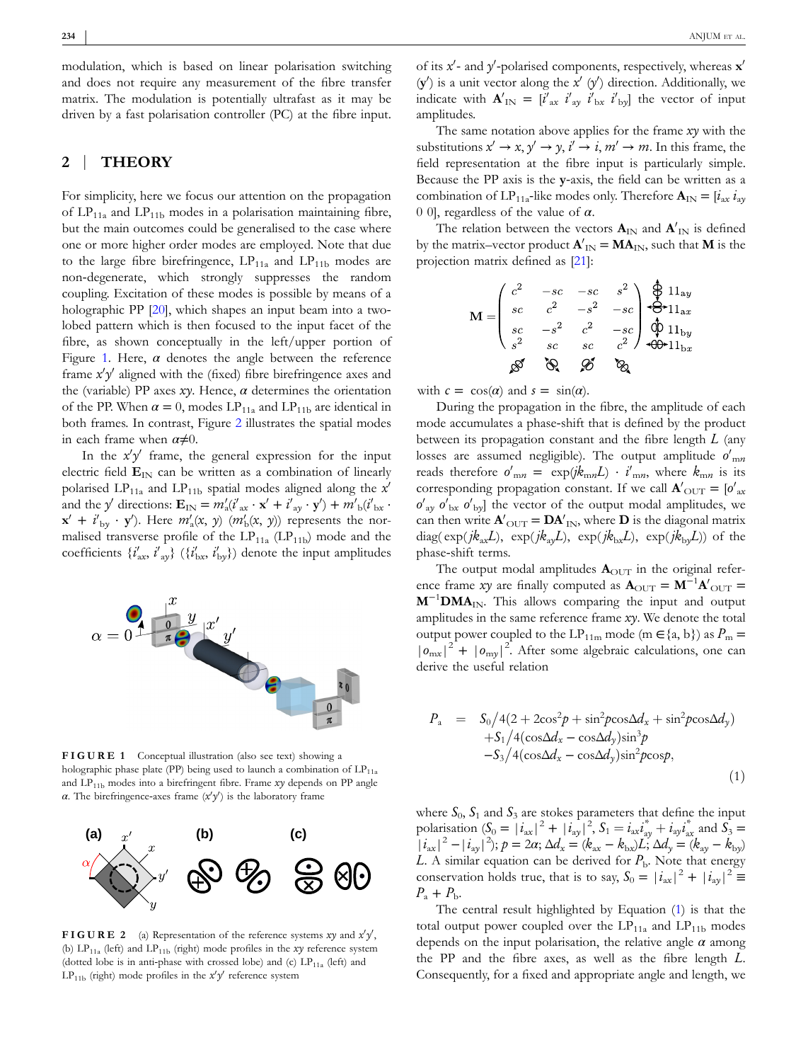modulation, which is based on linear polarisation switching and does not require any measurement of the fibre transfer matrix. The modulation is potentially ultrafast as it may be driven by a fast polarisation controller (PC) at the fibre input.

## 2 | THEORY

For simplicity, here we focus our attention on the propagation of $LP_{11a}$ and $LP_{11b}$ modes in a polarisation maintaining fibre, but the main outcomes could be generalised to the case where one or more higher order modes are employed. Note that due to the large fibre birefringence, $LP_{11a}$ and $LP_{11b}$ modes are non-degenerate, which strongly suppresses the random coupling. Excitation of these modes is possible by means of a holographic PP [20], which shapes an input beam into a two-lobed pattern which is then focused to the input facet of the fibre, as shown conceptually in the left/upper portion of Figure 1. Here, $\alpha$ denotes the angle between the reference frame $x'y'$ aligned with the (fixed) fibre birefringence axes and the (variable) PP axes $xy$. Hence, $\alpha$ determines the orientation of the PP. When $\alpha = 0$, modes $LP_{11a}$ and $LP_{11b}$ are identical in both frames. In contrast, Figure 2 illustrates the spatial modes in each frame when $\alpha \neq 0$.

In the $x'y'$ frame, the general expression for the input electric field $\mathbf{E}_{IN}$ can be written as a combination of linearly polarised $LP_{11a}$ and $LP_{11b}$ spatial modes aligned along the $x'$ and the $y'$ directions: $\mathbf{E}_{IN} = m'_a(i'_{ax} \cdot \mathbf{x}' + i'_{ay} \cdot \mathbf{y}') + m'_b(i'_{bx} \cdot \mathbf{x}' + i'_{by} \cdot \mathbf{y}')$. Here $m'_a(x, y)$ $(m'_b(x, y))$ represents the normalised transverse profile of the $LP_{11a}$ ($LP_{11b}$) mode and the coefficients $\{i'_{ax}, i'_{ay}\}$ ($\{i'_{bx}, i'_{by}\}$) denote the input amplitudes of its $x'$- and $y'$-polarised components, respectively, whereas $\mathbf{x}'$ ($\mathbf{y}'$) is a unit vector along the $x'$ ($y'$) direction. Additionally, we indicate with $\mathbf{A}'_{IN} = [i'_{ax}\ i'_{ay}\ i'_{bx}\ i'_{by}]$ the vector of input amplitudes.

FIGURE 1 Conceptual illustration (also see text) showing a holographic phase plate (PP) being used to launch a combination of $LP_{11a}$ and $LP_{11b}$ modes into a birefringent fibre. Frame $xy$ depends on PP angle $\alpha$. The birefringence-axes frame ($x'y'$) is the laboratory frame

FIGURE 2 (a) Representation of the reference systems $xy$ and $x'y'$, (b) $LP_{11a}$ (left) and $LP_{11b}$ (right) mode profiles in the $xy$ reference system (dotted lobe is in anti-phase with crossed lobe) and (c) $LP_{11a}$ (left) and $LP_{11b}$ (right) mode profiles in the $x'y'$ reference system

The same notation above applies for the frame $xy$ with the substitutions $x' \to x, y' \to y, i' \to i, m' \to m$. In this frame, the field representation at the fibre input is particularly simple. Because the PP axis is the $\mathbf{y}$-axis, the field can be written as a combination of $LP_{11a}$-like modes only. Therefore $\mathbf{A}_{IN} = [i_{ax}\ i_{ay}\ 0\ 0]$, regardless of the value of $\alpha$.

The relation between the vectors $\mathbf{A}_{IN}$ and $\mathbf{A}'_{IN}$ is defined by the matrix–vector product $\mathbf{A}'_{IN} = \mathbf{M}\mathbf{A}_{IN}$, such that $\mathbf{M}$ is the projection matrix defined as [21]:

$$\mathbf{M} = \begin{pmatrix} c^2 & -sc & -sc & s^2 \\ sc & c^2 & -s^2 & -sc \\ sc & -s^2 & c^2 & -sc \\ s^2 & sc & sc & c^2 \end{pmatrix} \begin{matrix} 11_{ay} \\ 11_{ax} \\ 11_{by} \\ 11_{bx} \end{matrix}$$

with $c = \cos(\alpha)$ and $s = \sin(\alpha)$.

During the propagation in the fibre, the amplitude of each mode accumulates a phase-shift that is defined by the product between its propagation constant and the fibre length $L$ (any losses are assumed negligible). The output amplitude $o'_{mn}$ reads therefore $o'_{mn} = \exp(jk_{mn}L) \cdot i'_{mn}$, where $k_{mn}$ is its corresponding propagation constant. If we call $\mathbf{A}'_{OUT} = [o'_{ax}\ o'_{ay}\ o'_{bx}\ o'_{by}]$ the vector of the output modal amplitudes, we can then write $\mathbf{A}'_{OUT} = \mathbf{D}\mathbf{A}'_{IN}$, where $\mathbf{D}$ is the diagonal matrix $\mathrm{diag}(\exp(jk_{ax}L), \exp(jk_{ay}L), \exp(jk_{bx}L), \exp(jk_{by}L))$ of the phase-shift terms.

The output modal amplitudes $\mathbf{A}_{OUT}$ in the original reference frame $xy$ are finally computed as $\mathbf{A}_{OUT} = \mathbf{M}^{-1}\mathbf{A}'_{OUT} = \mathbf{M}^{-1}\mathbf{D}\mathbf{M}\mathbf{A}_{IN}$. This allows comparing the input and output amplitudes in the same reference frame $xy$. We denote the total output power coupled to the $LP_{11m}$ mode ($m \in \{a, b\}$) as $P_m = |o_{mx}|^2 + |o_{my}|^2$. After some algebraic calculations, one can derive the useful relation

$$\begin{aligned} P_a \;=\; & S_0/4(2 + 2\cos^2 p + \sin^2 p \cos\Delta d_x + \sin^2 p \cos\Delta d_y) \\ & + S_1/4(\cos\Delta d_x - \cos\Delta d_y)\sin^3 p \\ & - S_3/4(\cos\Delta d_x - \cos\Delta d_y)\sin^2 p \cos p, \end{aligned} \tag{1}$$

where $S_0$, $S_1$ and $S_3$ are stokes parameters that define the input polarisation ($S_0 = |i_{ax}|^2 + |i_{ay}|^2$, $S_1 = i_{ax}i^*_{ay} + i_{ay}i^*_{ax}$ and $S_3 = |i_{ax}|^2 - |i_{ay}|^2$); $p = 2\alpha$; $\Delta d_x = (k_{ax} - k_{bx})L$; $\Delta d_y = (k_{ay} - k_{by})L$. A similar equation can be derived for $P_b$. Note that energy conservation holds true, that is to say, $S_0 = |i_{ax}|^2 + |i_{ay}|^2 \equiv P_a + P_b$.

The central result highlighted by Equation (1) is that the total output power coupled over the $LP_{11a}$ and $LP_{11b}$ modes depends on the input polarisation, the relative angle $\alpha$ among the PP and the fibre axes, as well as the fibre length $L$. Consequently, for a fixed and appropriate angle and length, we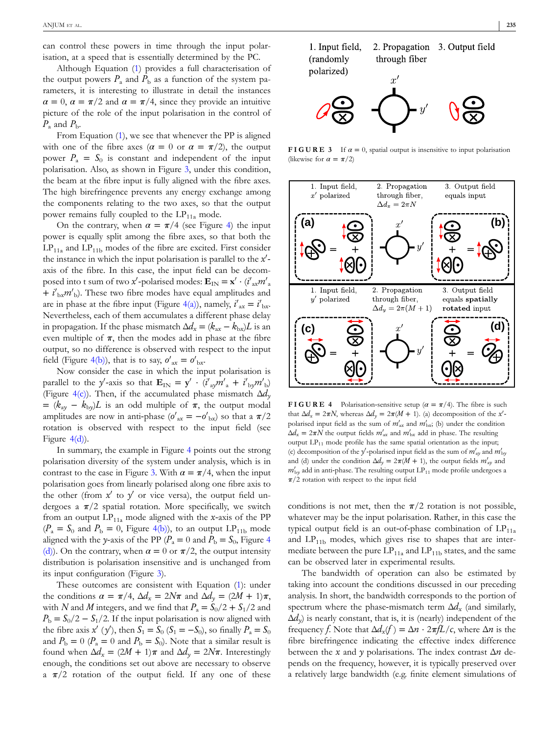can control these powers in time through the input polarisation, at a speed that is essentially determined by the PC.

Although Equation (1) provides a full characterisation of the output powers $P_a$ and $P_b$ as a function of the system parameters, it is interesting to illustrate in detail the instances $\alpha = 0$, $\alpha = \pi/2$ and $\alpha = \pi/4$, since they provide an intuitive picture of the role of the input polarisation in the control of $P_a$ and $P_b$.

From Equation (1), we see that whenever the PP is aligned with one of the fibre axes ($\alpha = 0$ or $\alpha = \pi/2$), the output power $P_a = S_0$ is constant and independent of the input polarisation. Also, as shown in Figure 3, under this condition, the beam at the fibre input is fully aligned with the fibre axes. The high birefringence prevents any energy exchange among the components relating to the two axes, so that the output power remains fully coupled to the $LP_{11a}$ mode.

On the contrary, when $\alpha = \pi/4$ (see Figure 4) the input power is equally split among the fibre axes, so that both the $LP_{11a}$ and $LP_{11b}$ modes of the fibre are excited. First consider the instance in which the input polarisation is parallel to the $x'$-axis of the fibre. In this case, the input field can be decomposed into t sum of two $x'$-polarised modes: $\mathbf{E}_{IN} = \mathbf{x}' \cdot (i'_{ax}m'_a + i'_{bx}m'_b)$. These two fibre modes have equal amplitudes and are in phase at the fibre input (Figure 4(a)), namely, $i'_{ax} = i'_{bx}$. Nevertheless, each of them accumulates a different phase delay in propagation. If the phase mismatch $\Delta d_x = (k_{ax} - k_{bx})L$ is an even multiple of $\pi$, then the modes add in phase at the fibre output, so no difference is observed with respect to the input field (Figure 4(b)), that is to say, $o'_{ax} = o'_{bx}$.

Now consider the case in which the input polarisation is parallel to the $y'$-axis so that $\mathbf{E}_{IN} = \mathbf{y}' \cdot (i'_{ay}m'_a + i'_{by}m'_b)$ (Figure 4(c)). Then, if the accumulated phase mismatch $\Delta d_y = (k_{ay} - k_{by})L$ is an odd multiple of $\pi$, the output modal amplitudes are now in anti-phase ($o'_{ax} = -o'_{bx}$) so that a $\pi/2$ rotation is observed with respect to the input field (see Figure 4(d)).

In summary, the example in Figure 4 points out the strong polarisation diversity of the system under analysis, which is in contrast to the case in Figure 3. With $\alpha = \pi/4$, when the input polarisation goes from linearly polarised along one fibre axis to the other (from $x'$ to $y'$ or vice versa), the output field undergoes a $\pi/2$ spatial rotation. More specifically, we switch from an output $LP_{11a}$ mode aligned with the $x$-axis of the PP ($P_a = S_0$ and $P_b = 0$, Figure 4(b)), to an output $LP_{11b}$ mode aligned with the $y$-axis of the PP ($P_a = 0$ and $P_b = S_0$, Figure 4 (d)). On the contrary, when $\alpha = 0$ or $\pi/2$, the output intensity distribution is polarisation insensitive and is unchanged from its input configuration (Figure 3).

These outcomes are consistent with Equation (1): under the conditions $\alpha = \pi/4$, $\Delta d_x = 2N\pi$ and $\Delta d_y = (2M + 1)\pi$, with $N$ and $M$ integers, and we find that $P_a = S_0/2 + S_1/2$ and $P_b = S_0/2 - S_1/2$. If the input polarisation is now aligned with the fibre axis $x'$ ($y'$), then $S_1 = S_0$ ($S_1 = -S_0$), so finally $P_a = S_0$ and $P_b = 0$ ($P_a = 0$ and $P_b = S_0$). Note that a similar result is found when $\Delta d_x = (2M + 1)\pi$ and $\Delta d_y = 2N\pi$. Interestingly enough, the conditions set out above are necessary to observe a $\pi/2$ rotation of the output field. If any one of these conditions is not met, then the $\pi/2$ rotation is not possible, whatever may be the input polarisation. Rather, in this case the typical output field is an out-of-phase combination of $LP_{11a}$ and $LP_{11b}$ modes, which gives rise to shapes that are intermediate between the pure $LP_{11a}$ and $LP_{11b}$ states, and the same can be observed later in experimental results.

The bandwidth of operation can also be estimated by taking into account the conditions discussed in our preceding analysis. In short, the bandwidth corresponds to the portion of spectrum where the phase-mismatch term $\Delta d_x$ (and similarly, $\Delta d_y$) is nearly constant, that is, it is (nearly) independent of the frequency $f$. Note that $\Delta d_x(f) = \Delta n \cdot 2\pi f L/c$, where $\Delta n$ is the fibre birefringence indicating the effective index difference between the $x$ and $y$ polarisations. The index contrast $\Delta n$ depends on the frequency, however, it is typically preserved over a relatively large bandwidth (e.g. finite element simulations of

1. Input field, (randomly polarized) 2. Propagation through fiber 3. Output field

**FIGURE 3** If $\alpha = 0$, spatial output is insensitive to input polarisation (likewise for $\alpha = \pi/2$)

**FIGURE 4** Polarisation-sensitive setup ($\alpha = \pi/4$). The fibre is such that $\Delta d_x = 2\pi N$, whereas $\Delta d_y = 2\pi(M + 1)$. (a) decomposition of the $x'$-polarised input field as the sum of $m'_{ax}$ and $m'_{bx}$; (b) under the condition $\Delta d_x = 2\pi N$ the output fields $m'_{ax}$ and $m'_{bx}$ add in phase. The resulting output $LP_{11}$ mode profile has the same spatial orientation as the input; (c) decomposition of the $y'$-polarised input field as the sum of $m'_{ay}$ and $m'_{by}$ and (d) under the condition $\Delta d_y = 2\pi(M + 1)$, the output fields $m'_{ay}$ and $m'_{by}$ add in anti-phase. The resulting output $LP_{11}$ mode profile undergoes a $\pi/2$ rotation with respect to the input field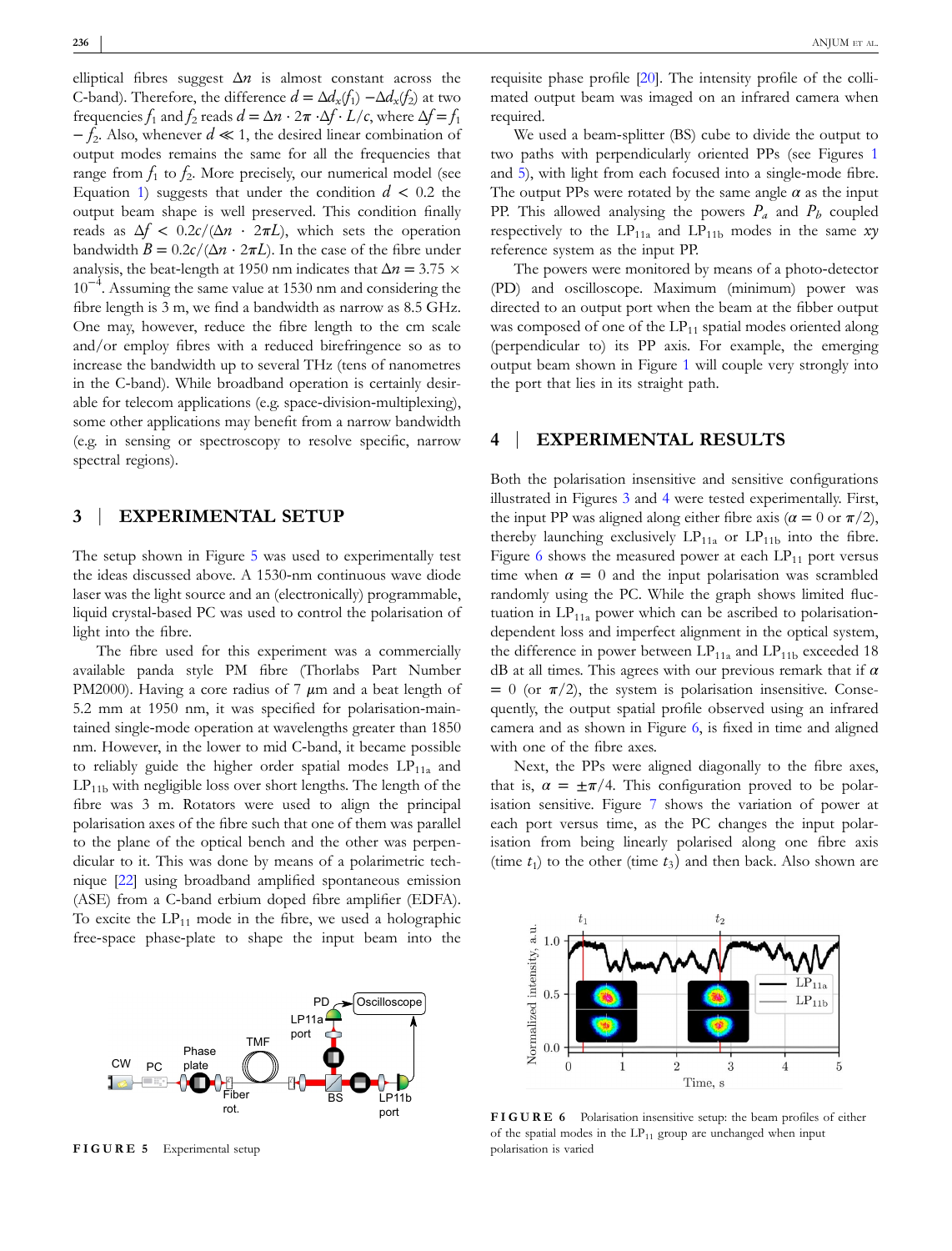elliptical fibres suggest $\Delta n$ is almost constant across the C-band). Therefore, the difference $d = \Delta d_x(f_1) - \Delta d_x(f_2)$ at two frequencies $f_1$ and $f_2$ reads $d = \Delta n \cdot 2\pi \cdot \Delta f \cdot L/c$, where $\Delta f = f_1 - f_2$. Also, whenever $d \ll 1$, the desired linear combination of output modes remains the same for all the frequencies that range from $f_1$ to $f_2$. More precisely, our numerical model (see Equation 1) suggests that under the condition $d < 0.2$ the output beam shape is well preserved. This condition finally reads as $\Delta f < 0.2c/(\Delta n \cdot 2\pi L)$, which sets the operation bandwidth $B = 0.2c/(\Delta n \cdot 2\pi L)$. In the case of the fibre under analysis, the beat-length at 1950 nm indicates that $\Delta n = 3.75 \times 10^{-4}$. Assuming the same value at 1530 nm and considering the fibre length is 3 m, we find a bandwidth as narrow as 8.5 GHz. One may, however, reduce the fibre length to the cm scale and/or employ fibres with a reduced birefringence so as to increase the bandwidth up to several THz (tens of nanometres in the C-band). While broadband operation is certainly desirable for telecom applications (e.g. space-division-multiplexing), some other applications may benefit from a narrow bandwidth (e.g. in sensing or spectroscopy to resolve specific, narrow spectral regions).

## 3 | EXPERIMENTAL SETUP

The setup shown in Figure 5 was used to experimentally test the ideas discussed above. A 1530-nm continuous wave diode laser was the light source and an (electronically) programmable, liquid crystal-based PC was used to control the polarisation of light into the fibre.

The fibre used for this experiment was a commercially available panda style PM fibre (Thorlabs Part Number PM2000). Having a core radius of 7 $\mu$m and a beat length of 5.2 mm at 1950 nm, it was specified for polarisation-maintained single-mode operation at wavelengths greater than 1850 nm. However, in the lower to mid C-band, it became possible to reliably guide the higher order spatial modes $LP_{11a}$ and $LP_{11b}$ with negligible loss over short lengths. The length of the fibre was 3 m. Rotators were used to align the principal polarisation axes of the fibre such that one of them was parallel to the plane of the optical bench and the other was perpendicular to it. This was done by means of a polarimetric technique [22] using broadband amplified spontaneous emission (ASE) from a C-band erbium doped fibre amplifier (EDFA). To excite the $LP_{11}$ mode in the fibre, we used a holographic free-space phase-plate to shape the input beam into the requisite phase profile [20]. The intensity profile of the collimated output beam was imaged on an infrared camera when required.

We used a beam-splitter (BS) cube to divide the output to two paths with perpendicularly oriented PPs (see Figures 1 and 5), with light from each focused into a single-mode fibre. The output PPs were rotated by the same angle $\alpha$ as the input PP. This allowed analysing the powers $P_a$ and $P_b$ coupled respectively to the $LP_{11a}$ and $LP_{11b}$ modes in the same $xy$ reference system as the input PP.

The powers were monitored by means of a photo-detector (PD) and oscilloscope. Maximum (minimum) power was directed to an output port when the beam at the fibber output was composed of one of the $LP_{11}$ spatial modes oriented along (perpendicular to) its PP axis. For example, the emerging output beam shown in Figure 1 will couple very strongly into the port that lies in its straight path.

FIGURE 5 Experimental setup

## 4 | EXPERIMENTAL RESULTS

Both the polarisation insensitive and sensitive configurations illustrated in Figures 3 and 4 were tested experimentally. First, the input PP was aligned along either fibre axis ($\alpha = 0$ or $\pi/2$), thereby launching exclusively $LP_{11a}$ or $LP_{11b}$ into the fibre. Figure 6 shows the measured power at each $LP_{11}$ port versus time when $\alpha = 0$ and the input polarisation was scrambled randomly using the PC. While the graph shows limited fluctuation in $LP_{11a}$ power which can be ascribed to polarisation-dependent loss and imperfect alignment in the optical system, the difference in power between $LP_{11a}$ and $LP_{11b}$ exceeded 18 dB at all times. This agrees with our previous remark that if $\alpha = 0$ (or $\pi/2$), the system is polarisation insensitive. Consequently, the output spatial profile observed using an infrared camera and as shown in Figure 6, is fixed in time and aligned with one of the fibre axes.

Next, the PPs were aligned diagonally to the fibre axes, that is, $\alpha = \pm\pi/4$. This configuration proved to be polarisation sensitive. Figure 7 shows the variation of power at each port versus time, as the PC changes the input polarisation from being linearly polarised along one fibre axis (time $t_1$) to the other (time $t_3$) and then back. Also shown are

FIGURE 6 Polarisation insensitive setup: the beam profiles of either of the spatial modes in the $LP_{11}$ group are unchanged when input polarisation is varied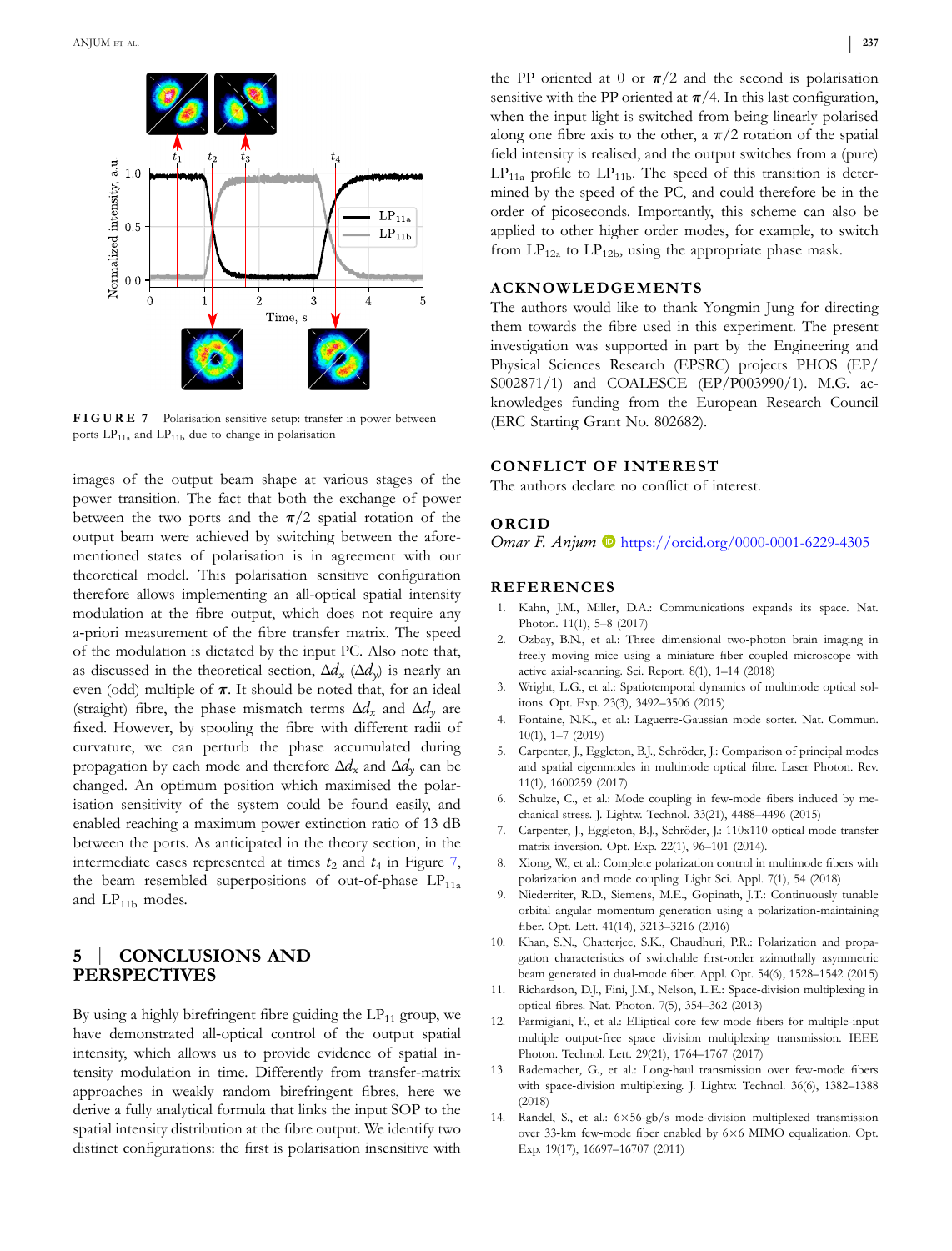FIGURE 7 Polarisation sensitive setup: transfer in power between ports $LP_{11a}$ and $LP_{11b}$ due to change in polarisation

images of the output beam shape at various stages of the power transition. The fact that both the exchange of power between the two ports and the $\pi/2$ spatial rotation of the output beam were achieved by switching between the aforementioned states of polarisation is in agreement with our theoretical model. This polarisation sensitive configuration therefore allows implementing an all-optical spatial intensity modulation at the fibre output, which does not require any a-priori measurement of the fibre transfer matrix. The speed of the modulation is dictated by the input PC. Also note that, as discussed in the theoretical section, $\Delta d_x$ ($\Delta d_y$) is nearly an even (odd) multiple of $\pi$. It should be noted that, for an ideal (straight) fibre, the phase mismatch terms $\Delta d_x$ and $\Delta d_y$ are fixed. However, by spooling the fibre with different radii of curvature, we can perturb the phase accumulated during propagation by each mode and therefore $\Delta d_x$ and $\Delta d_y$ can be changed. An optimum position which maximised the polarisation sensitivity of the system could be found easily, and enabled reaching a maximum power extinction ratio of 13 dB between the ports. As anticipated in the theory section, in the intermediate cases represented at times $t_2$ and $t_4$ in Figure 7, the beam resembled superpositions of out-of-phase $LP_{11a}$ and $LP_{11b}$ modes.

## 5 | CONCLUSIONS AND PERSPECTIVES

By using a highly birefringent fibre guiding the $LP_{11}$ group, we have demonstrated all-optical control of the output spatial intensity, which allows us to provide evidence of spatial intensity modulation in time. Differently from transfer-matrix approaches in weakly random birefringent fibres, here we derive a fully analytical formula that links the input SOP to the spatial intensity distribution at the fibre output. We identify two distinct configurations: the first is polarisation insensitive with the PP oriented at 0 or $\pi/2$ and the second is polarisation sensitive with the PP oriented at $\pi/4$. In this last configuration, when the input light is switched from being linearly polarised along one fibre axis to the other, a $\pi/2$ rotation of the spatial field intensity is realised, and the output switches from a (pure) $LP_{11a}$ profile to $LP_{11b}$. The speed of this transition is determined by the speed of the PC, and could therefore be in the order of picoseconds. Importantly, this scheme can also be applied to other higher order modes, for example, to switch from $LP_{12a}$ to $LP_{12b}$, using the appropriate phase mask.

## ACKNOWLEDGEMENTS

The authors would like to thank Yongmin Jung for directing them towards the fibre used in this experiment. The present investigation was supported in part by the Engineering and Physical Sciences Research (EPSRC) projects PHOS (EP/S002871/1) and COALESCE (EP/P003990/1). M.G. acknowledges funding from the European Research Council (ERC Starting Grant No. 802682).

## CONFLICT OF INTEREST

The authors declare no conflict of interest.

## ORCID

*Omar F. Anjum* https://orcid.org/0000-0001-6229-4305

## REFERENCES

1. Kahn, J.M., Miller, D.A.: Communications expands its space. Nat. Photon. 11(1), 5–8 (2017)
2. Ozbay, B.N., et al.: Three dimensional two-photon brain imaging in freely moving mice using a miniature fiber coupled microscope with active axial-scanning. Sci. Report. 8(1), 1–14 (2018)
3. Wright, L.G., et al.: Spatiotemporal dynamics of multimode optical solitons. Opt. Exp. 23(3), 3492–3506 (2015)
4. Fontaine, N.K., et al.: Laguerre-Gaussian mode sorter. Nat. Commun. 10(1), 1–7 (2019)
5. Carpenter, J., Eggleton, B.J., Schröder, J.: Comparison of principal modes and spatial eigenmodes in multimode optical fibre. Laser Photon. Rev. 11(1), 1600259 (2017)
6. Schulze, C., et al.: Mode coupling in few-mode fibers induced by mechanical stress. J. Lightw. Technol. 33(21), 4488–4496 (2015)
7. Carpenter, J., Eggleton, B.J., Schröder, J.: 110x110 optical mode transfer matrix inversion. Opt. Exp. 22(1), 96–101 (2014).
8. Xiong, W., et al.: Complete polarization control in multimode fibers with polarization and mode coupling. Light Sci. Appl. 7(1), 54 (2018)
9. Niederriter, R.D., Siemens, M.E., Gopinath, J.T.: Continuously tunable orbital angular momentum generation using a polarization-maintaining fiber. Opt. Lett. 41(14), 3213–3216 (2016)
10. Khan, S.N., Chatterjee, S.K., Chaudhuri, P.R.: Polarization and propagation characteristics of switchable first-order azimuthally asymmetric beam generated in dual-mode fiber. Appl. Opt. 54(6), 1528–1542 (2015)
11. Richardson, D.J., Fini, J.M., Nelson, L.E.: Space-division multiplexing in optical fibres. Nat. Photon. 7(5), 354–362 (2013)
12. Parmigiani, F., et al.: Elliptical core few mode fibers for multiple-input multiple output-free space division multiplexing transmission. IEEE Photon. Technol. Lett. 29(21), 1764–1767 (2017)
13. Rademacher, G., et al.: Long-haul transmission over few-mode fibers with space-division multiplexing. J. Lightw. Technol. 36(6), 1382–1388 (2018)
14. Randel, S., et al.: 6×56-gb/s mode-division multiplexed transmission over 33-km few-mode fiber enabled by 6×6 MIMO equalization. Opt. Exp. 19(17), 16697–16707 (2011)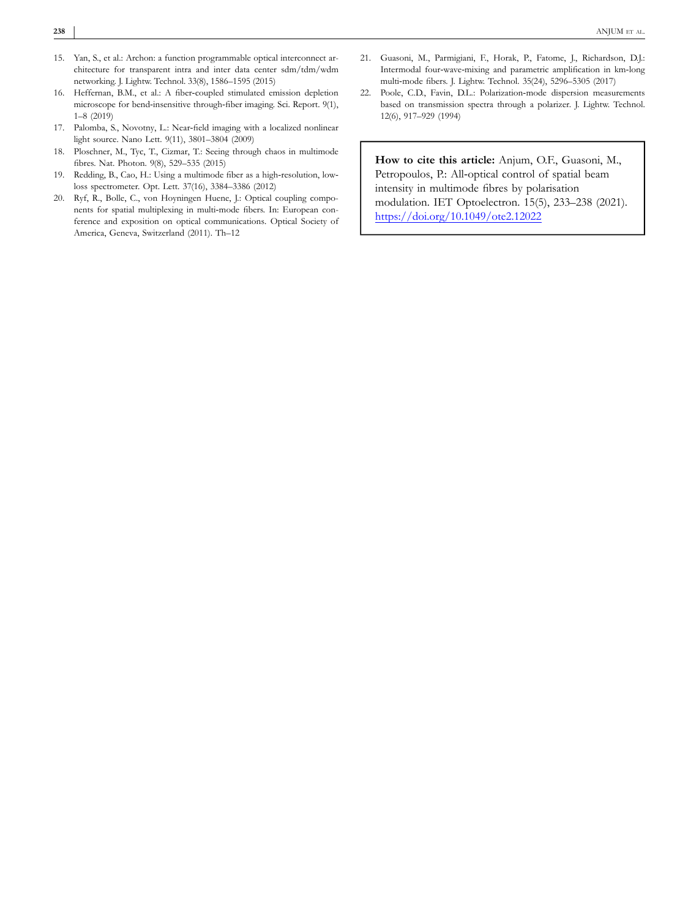15. Yan, S., et al.: Archon: a function programmable optical interconnect architecture for transparent intra and inter data center sdm/tdm/wdm networking. J. Lightw. Technol. 33(8), 1586–1595 (2015)
16. Heffernan, B.M., et al.: A fiber-coupled stimulated emission depletion microscope for bend-insensitive through-fiber imaging. Sci. Report. 9(1), 1–8 (2019)
17. Palomba, S., Novotny, L.: Near-field imaging with a localized nonlinear light source. Nano Lett. 9(11), 3801–3804 (2009)
18. Ploschner, M., Tyc, T., Cizmar, T.: Seeing through chaos in multimode fibres. Nat. Photon. 9(8), 529–535 (2015)
19. Redding, B., Cao, H.: Using a multimode fiber as a high-resolution, low-loss spectrometer. Opt. Lett. 37(16), 3384–3386 (2012)
20. Ryf, R., Bolle, C., von Hoyningen Huene, J.: Optical coupling components for spatial multiplexing in multi-mode fibers. In: European conference and exposition on optical communications. Optical Society of America, Geneva, Switzerland (2011). Th–12
21. Guasoni, M., Parmigiani, F., Horak, P., Fatome, J., Richardson, D.J.: Intermodal four-wave-mixing and parametric amplification in km-long multi-mode fibers. J. Lightw. Technol. 35(24), 5296–5305 (2017)
22. Poole, C.D., Favin, D.L.: Polarization-mode dispersion measurements based on transmission spectra through a polarizer. J. Lightw. Technol. 12(6), 917–929 (1994)

**How to cite this article:** Anjum, O.F., Guasoni, M., Petropoulos, P.: All-optical control of spatial beam intensity in multimode fibres by polarisation modulation. IET Optoelectron. 15(5), 233–238 (2021). https://doi.org/10.1049/ote2.12022